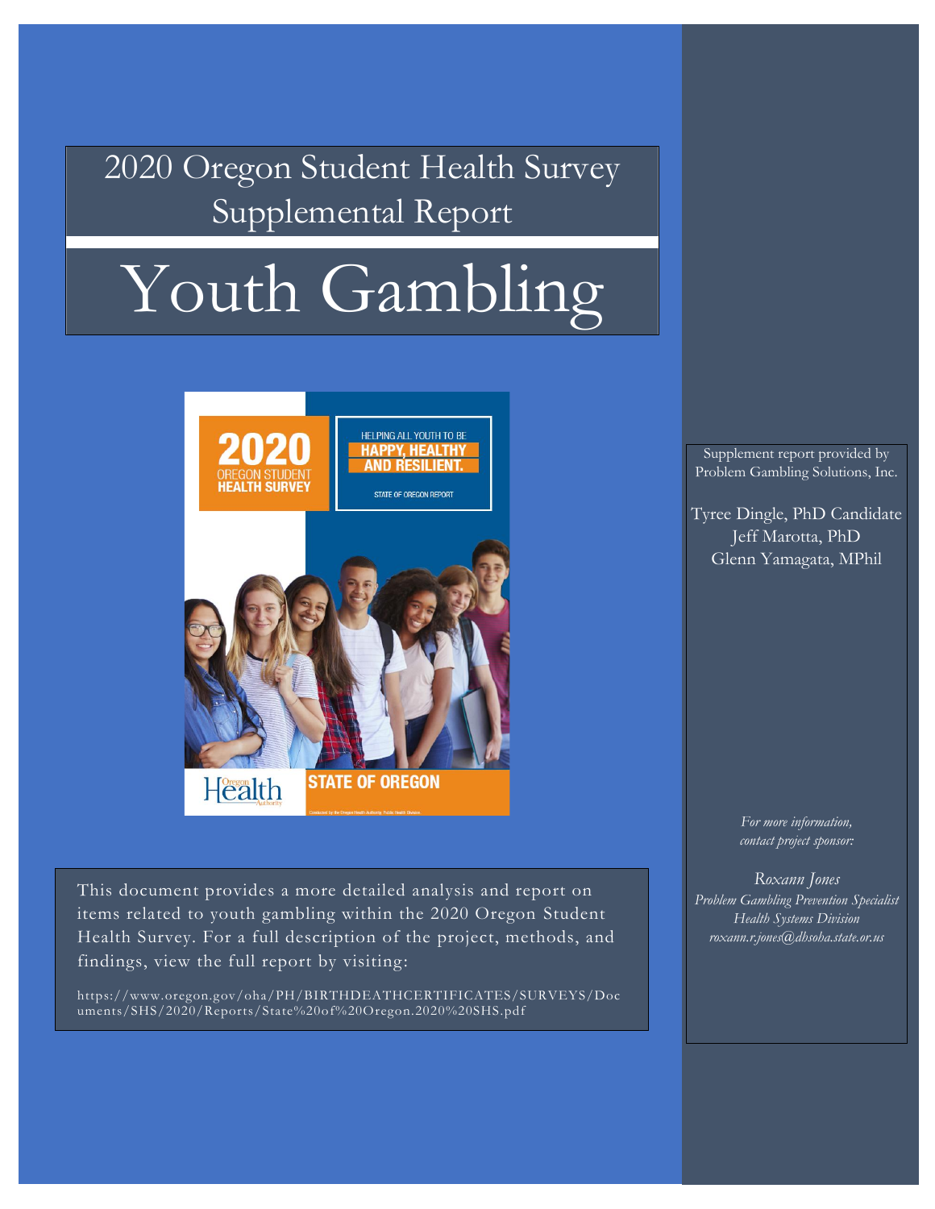# 2020 Oregon Student Health Survey Supplemental Report

# Youth Gambling

This document provides a more detailed analysis and report on items related to youth gambling within the 2020 Oregon Student Health Survey. For a full description of the project, methods, and findings, view the full report by visiting:

https://www.oregon.gov/oha/PH/BIRTHDEATHCERTIFICATES/SURVEYS/Documents/SHS/2020/Reports/State%20of%20Oregon.2020%20SHS.pdf

Supplement report provided by Problem Gambling Solutions, Inc.

Tyree Dingle, PhD Candidate
Jeff Marotta, PhD
Glenn Yamagata, MPhil

*For more information, contact project sponsor:*

*Roxann Jones*
*Problem Gambling Prevention Specialist*
*Health Systems Division*
*roxann.r.jones@dhsoha.state.or.us*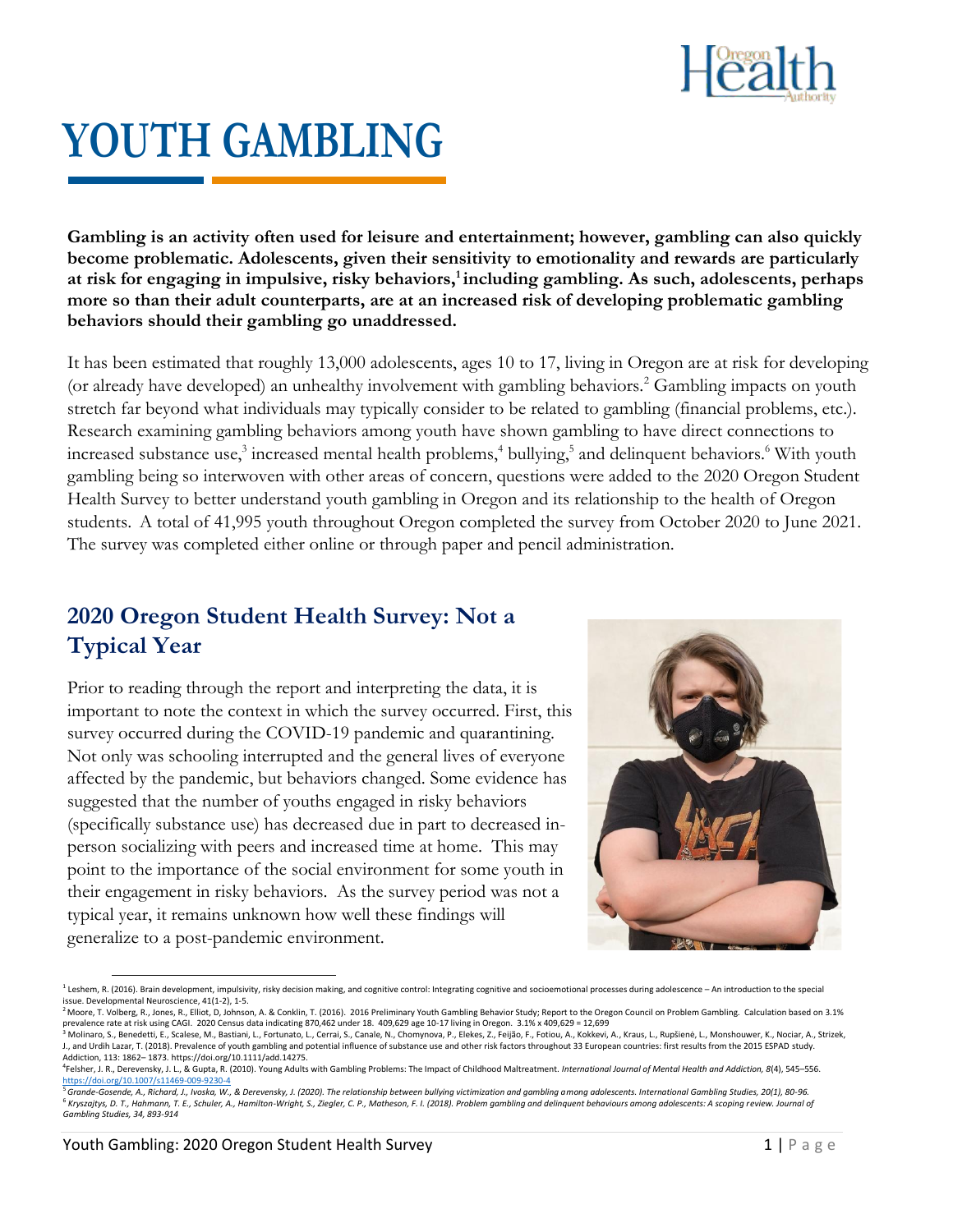# YOUTH GAMBLING

**Gambling is an activity often used for leisure and entertainment; however, gambling can also quickly become problematic. Adolescents, given their sensitivity to emotionality and rewards are particularly at risk for engaging in impulsive, risky behaviors,[1] including gambling. As such, adolescents, perhaps more so than their adult counterparts, are at an increased risk of developing problematic gambling behaviors should their gambling go unaddressed.**

It has been estimated that roughly 13,000 adolescents, ages 10 to 17, living in Oregon are at risk for developing (or already have developed) an unhealthy involvement with gambling behaviors.[2] Gambling impacts on youth stretch far beyond what individuals may typically consider to be related to gambling (financial problems, etc.). Research examining gambling behaviors among youth have shown gambling to have direct connections to increased substance use,[3] increased mental health problems,[4] bullying,[5] and delinquent behaviors.[6] With youth gambling being so interwoven with other areas of concern, questions were added to the 2020 Oregon Student Health Survey to better understand youth gambling in Oregon and its relationship to the health of Oregon students. A total of 41,995 youth throughout Oregon completed the survey from October 2020 to June 2021. The survey was completed either online or through paper and pencil administration.

## 2020 Oregon Student Health Survey: Not a Typical Year

Prior to reading through the report and interpreting the data, it is important to note the context in which the survey occurred. First, this survey occurred during the COVID-19 pandemic and quarantining. Not only was schooling interrupted and the general lives of everyone affected by the pandemic, but behaviors changed. Some evidence has suggested that the number of youths engaged in risky behaviors (specifically substance use) has decreased due in part to decreased in-person socializing with peers and increased time at home. This may point to the importance of the social environment for some youth in their engagement in risky behaviors. As the survey period was not a typical year, it remains unknown how well these findings will generalize to a post-pandemic environment.

---

[1] Leshem, R. (2016). Brain development, impulsivity, risky decision making, and cognitive control: Integrating cognitive and socioemotional processes during adolescence – An introduction to the special issue. Developmental Neuroscience, 41(1-2), 1-5.

[2] Moore, T. Volberg, R., Jones, R., Elliot, D, Johnson, A. & Conklin, T. (2016). 2016 Preliminary Youth Gambling Behavior Study; Report to the Oregon Council on Problem Gambling. Calculation based on 3.1% prevalence rate at risk using CAGI. 2020 Census data indicating 870,462 under 18. 409,629 age 10-17 living in Oregon. 3.1% x 409,629 = 12,699

[3] Molinaro, S., Benedetti, E., Scalese, M., Bastiani, L., Fortunato, L., Cerrai, S., Canale, N., Chomynova, P., Elekes, Z., Feijão, F., Fotiou, A., Kokkevi, A., Kraus, L., Rupšienė, L., Monshouwer, K., Nociar, A., Strizek, J., and Urdih Lazar, T. (2018). Prevalence of youth gambling and potential influence of substance use and other risk factors throughout 33 European countries: first results from the 2015 ESPAD study. Addiction, 113: 1862– 1873. https://doi.org/10.1111/add.14275.

[4] Felsher, J. R., Derevensky, J. L., & Gupta, R. (2010). Young Adults with Gambling Problems: The Impact of Childhood Maltreatment. *International Journal of Mental Health and Addiction, 8*(4), 545–556. https://doi.org/10.1007/s11469-009-9230-4

[5] *Grande-Gosende, A., Richard, J., Ivoska, W., & Derevensky, J. (2020). The relationship between bullying victimization and gambling among adolescents. International Gambling Studies, 20(1), 80-96.*

[6] *Kryszajtys, D. T., Hahmann, T. E., Schuler, A., Hamilton-Wright, S., Ziegler, C. P., Matheson, F. I. (2018). Problem gambling and delinquent behaviours among adolescents: A scoping review. Journal of Gambling Studies, 34, 893-914*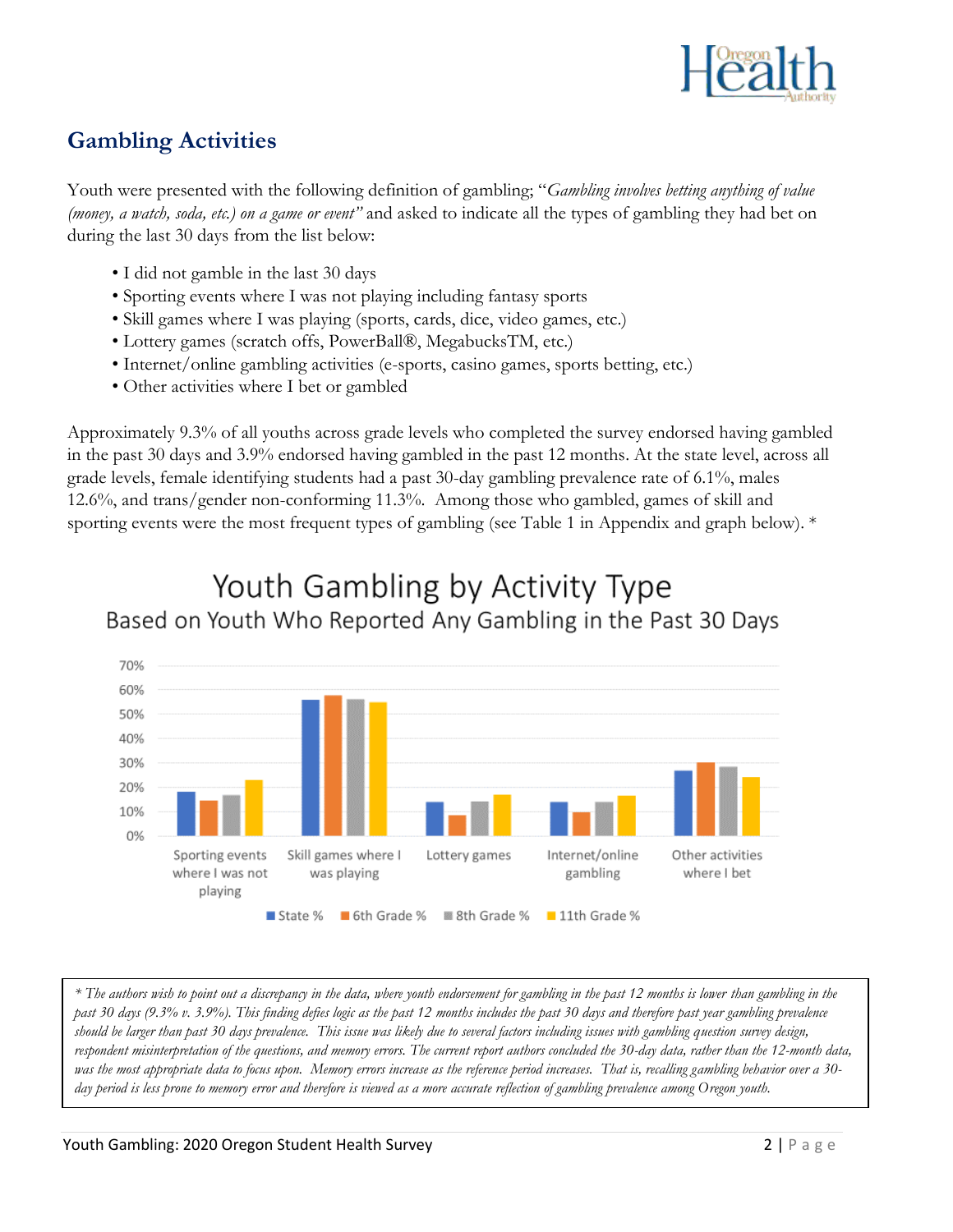## Gambling Activities

Youth were presented with the following definition of gambling; "*Gambling involves betting anything of value (money, a watch, soda, etc.) on a game or event"* and asked to indicate all the types of gambling they had bet on during the last 30 days from the list below:

- I did not gamble in the last 30 days
- Sporting events where I was not playing including fantasy sports
- Skill games where I was playing (sports, cards, dice, video games, etc.)
- Lottery games (scratch offs, PowerBall®, MegabucksTM, etc.)
- Internet/online gambling activities (e-sports, casino games, sports betting, etc.)
- Other activities where I bet or gambled

Approximately 9.3% of all youths across grade levels who completed the survey endorsed having gambled in the past 30 days and 3.9% endorsed having gambled in the past 12 months. At the state level, across all grade levels, female identifying students had a past 30-day gambling prevalence rate of 6.1%, males 12.6%, and trans/gender non-conforming 11.3%. Among those who gambled, games of skill and sporting events were the most frequent types of gambling (see Table 1 in Appendix and graph below). *

**Youth Gambling by Activity Type**
Based on Youth Who Reported Any Gambling in the Past 30 Days

Legend: State %, 6th Grade %, 8th Grade %, 11th Grade %

Categories: Sporting events where I was not playing; Skill games where I was playing; Lottery games; Internet/online gambling; Other activities where I bet

*\* The authors wish to point out a discrepancy in the data, where youth endorsement for gambling in the past 12 months is lower than gambling in the past 30 days (9.3% v. 3.9%). This finding defies logic as the past 12 months includes the past 30 days and therefore past year gambling prevalence should be larger than past 30 days prevalence. This issue was likely due to several factors including issues with gambling question survey design, respondent misinterpretation of the questions, and memory errors. The current report authors concluded the 30-day data, rather than the 12-month data, was the most appropriate data to focus upon. Memory errors increase as the reference period increases. That is, recalling gambling behavior over a 30-day period is less prone to memory error and therefore is viewed as a more accurate reflection of gambling prevalence among Oregon youth.*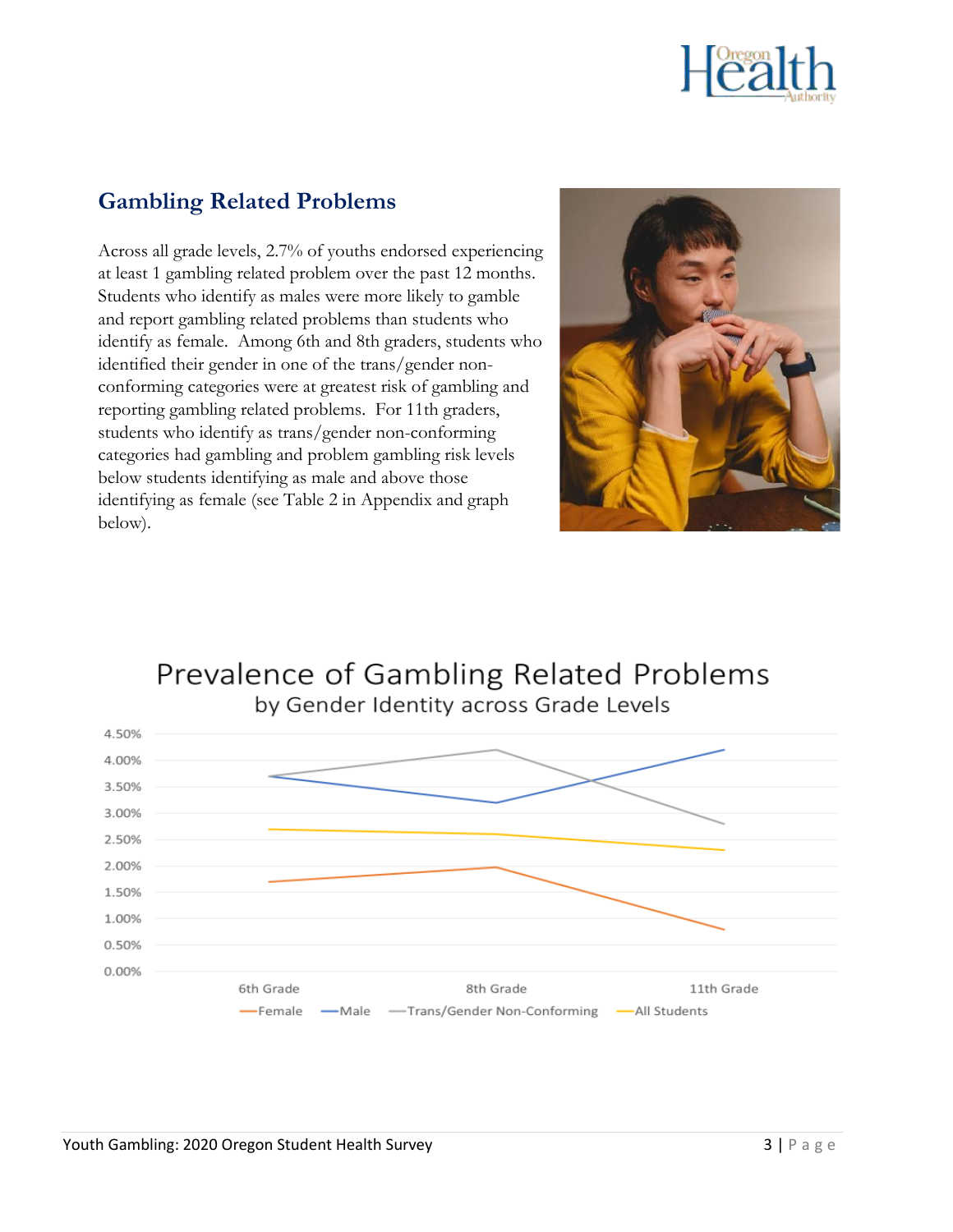## Gambling Related Problems

Across all grade levels, 2.7% of youths endorsed experiencing at least 1 gambling related problem over the past 12 months. Students who identify as males were more likely to gamble and report gambling related problems than students who identify as female. Among 6th and 8th graders, students who identified their gender in one of the trans/gender non-conforming categories were at greatest risk of gambling and reporting gambling related problems. For 11th graders, students who identify as trans/gender non-conforming categories had gambling and problem gambling risk levels below students identifying as male and above those identifying as female (see Table 2 in Appendix and graph below).

**Prevalence of Gambling Related Problems**
by Gender Identity across Grade Levels

4.50%
4.00%
3.50%
3.00%
2.50%
2.00%
1.50%
1.00%
0.50%
0.00%

6th Grade | 8th Grade | 11th Grade

—Female —Male —Trans/Gender Non-Conforming —All Students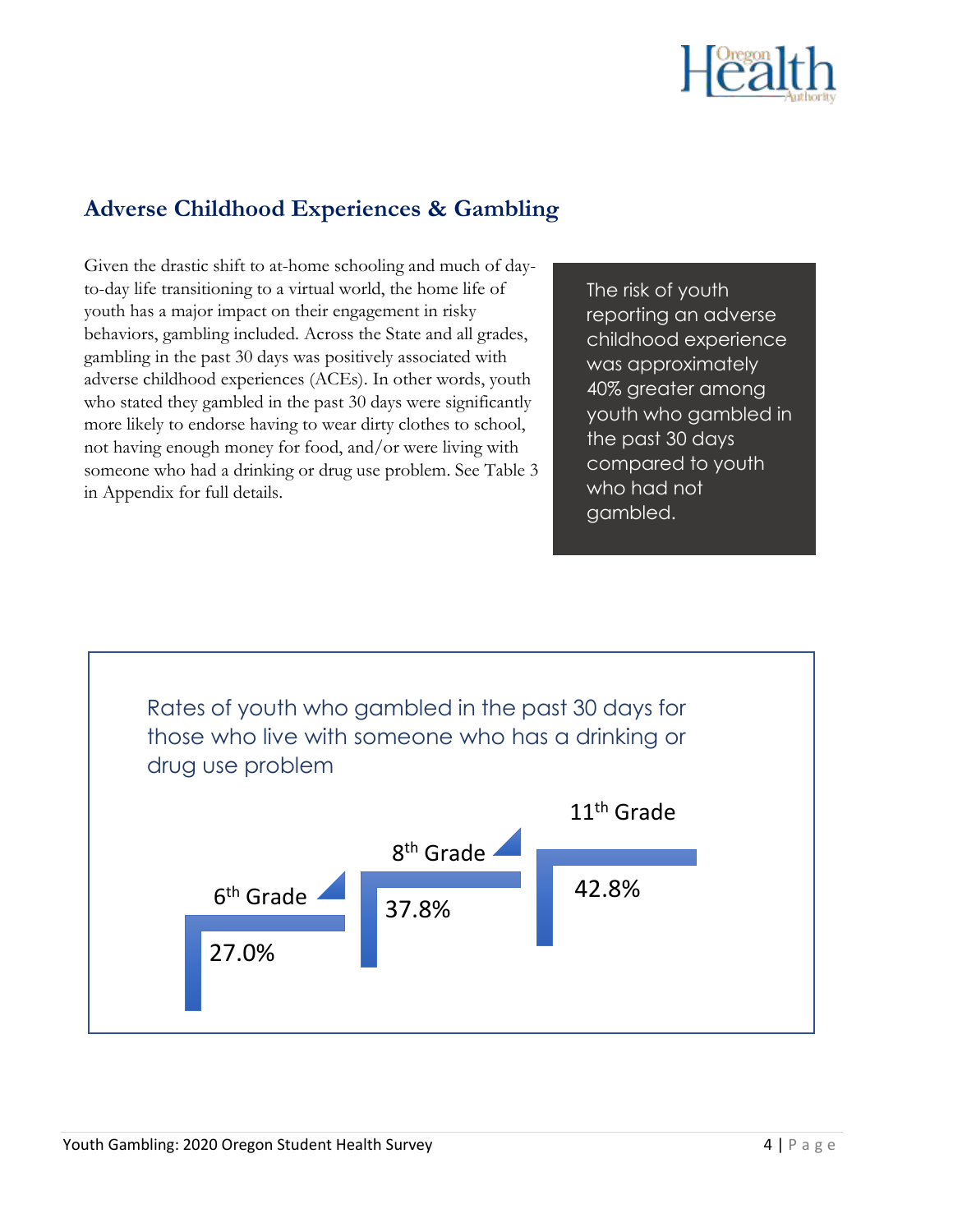## Adverse Childhood Experiences & Gambling

Given the drastic shift to at-home schooling and much of day-to-day life transitioning to a virtual world, the home life of youth has a major impact on their engagement in risky behaviors, gambling included. Across the State and all grades, gambling in the past 30 days was positively associated with adverse childhood experiences (ACEs). In other words, youth who stated they gambled in the past 30 days were significantly more likely to endorse having to wear dirty clothes to school, not having enough money for food, and/or were living with someone who had a drinking or drug use problem. See Table 3 in Appendix for full details.

The risk of youth reporting an adverse childhood experience was approximately 40% greater among youth who gambled in the past 30 days compared to youth who had not gambled.

Rates of youth who gambled in the past 30 days for those who live with someone who has a drinking or drug use problem

| Grade | Rate |
|---|---|
| 6th Grade | 27.0% |
| 8th Grade | 37.8% |
| 11th Grade | 42.8% |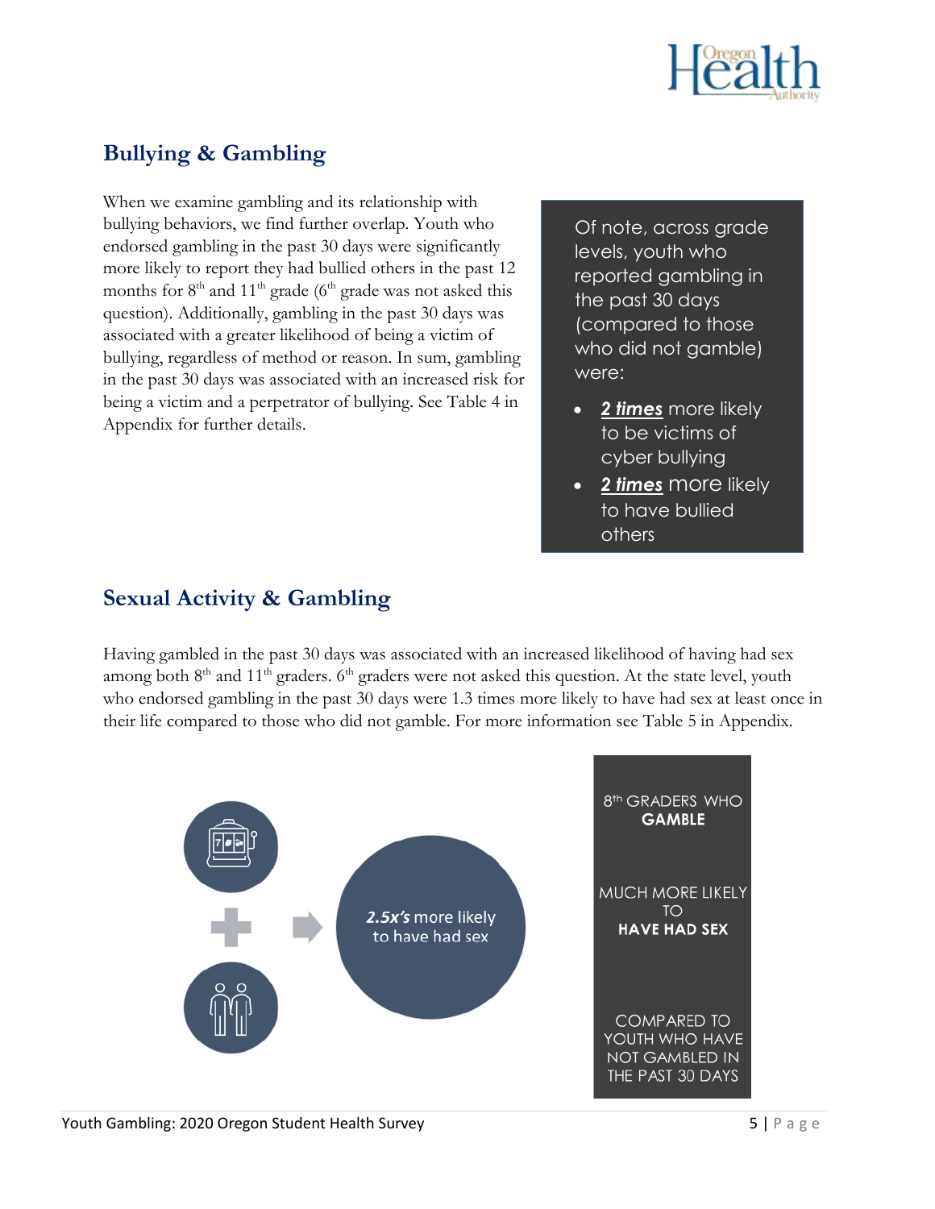## Bullying & Gambling

When we examine gambling and its relationship with bullying behaviors, we find further overlap. Youth who endorsed gambling in the past 30 days were significantly more likely to report they had bullied others in the past 12 months for 8th and 11th grade (6th grade was not asked this question). Additionally, gambling in the past 30 days was associated with a greater likelihood of being a victim of bullying, regardless of method or reason. In sum, gambling in the past 30 days was associated with an increased risk for being a victim and a perpetrator of bullying. See Table 4 in Appendix for further details.

Of note, across grade levels, youth who reported gambling in the past 30 days (compared to those who did not gamble) were:

- ***2 times*** more likely to be victims of cyber bullying
- ***2 times*** more likely to have bullied others

## Sexual Activity & Gambling

Having gambled in the past 30 days was associated with an increased likelihood of having had sex among both 8th and 11th graders. 6th graders were not asked this question. At the state level, youth who endorsed gambling in the past 30 days were 1.3 times more likely to have had sex at least once in their life compared to those who did not gamble. For more information see Table 5 in Appendix.

***2.5x's*** more likely to have had sex

8th GRADERS WHO **GAMBLE**

MUCH MORE LIKELY TO **HAVE HAD SEX**

COMPARED TO YOUTH WHO HAVE NOT GAMBLED IN THE PAST 30 DAYS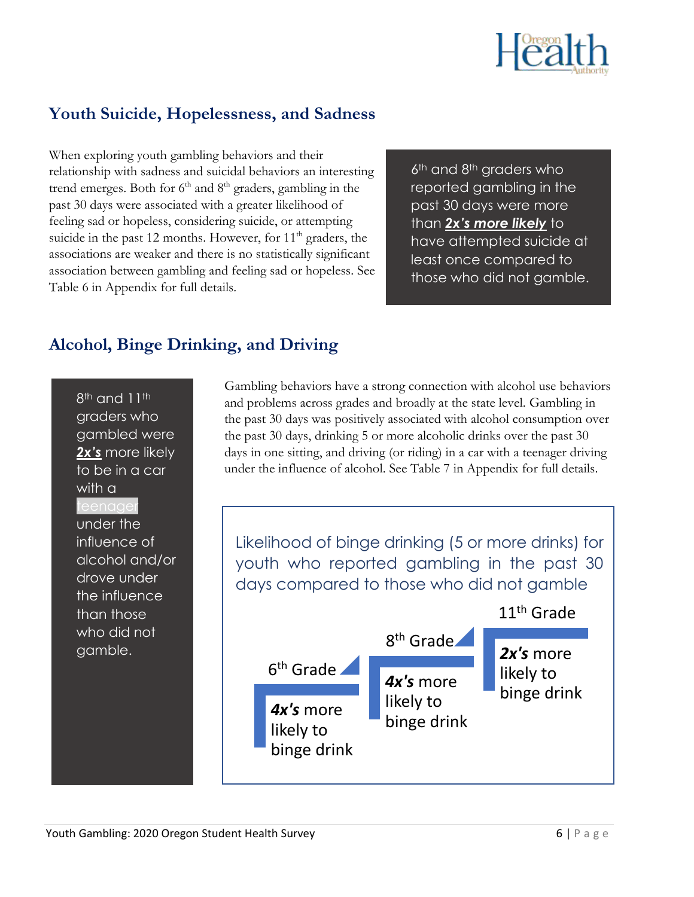## Youth Suicide, Hopelessness, and Sadness

When exploring youth gambling behaviors and their relationship with sadness and suicidal behaviors an interesting trend emerges. Both for 6th and 8th graders, gambling in the past 30 days were associated with a greater likelihood of feeling sad or hopeless, considering suicide, or attempting suicide in the past 12 months. However, for 11th graders, the associations are weaker and there is no statistically significant association between gambling and feeling sad or hopeless. See Table 6 in Appendix for full details.

> 6th and 8th graders who reported gambling in the past 30 days were more than ***2x's more likely*** to have attempted suicide at least once compared to those who did not gamble.

## Alcohol, Binge Drinking, and Driving

> 8th and 11th graders who gambled were ***2x's*** more likely to be in a car with a teenager under the influence of alcohol and/or drove under the influence than those who did not gamble.

Gambling behaviors have a strong connection with alcohol use behaviors and problems across grades and broadly at the state level. Gambling in the past 30 days was positively associated with alcohol consumption over the past 30 days, drinking 5 or more alcoholic drinks over the past 30 days in one sitting, and driving (or riding) in a car with a teenager driving under the influence of alcohol. See Table 7 in Appendix for full details.

Likelihood of binge drinking (5 or more drinks) for youth who reported gambling in the past 30 days compared to those who did not gamble

- 6th Grade: ***4x's*** more likely to binge drink
- 8th Grade: ***4x's*** more likely to binge drink
- 11th Grade: ***2x's*** more likely to binge drink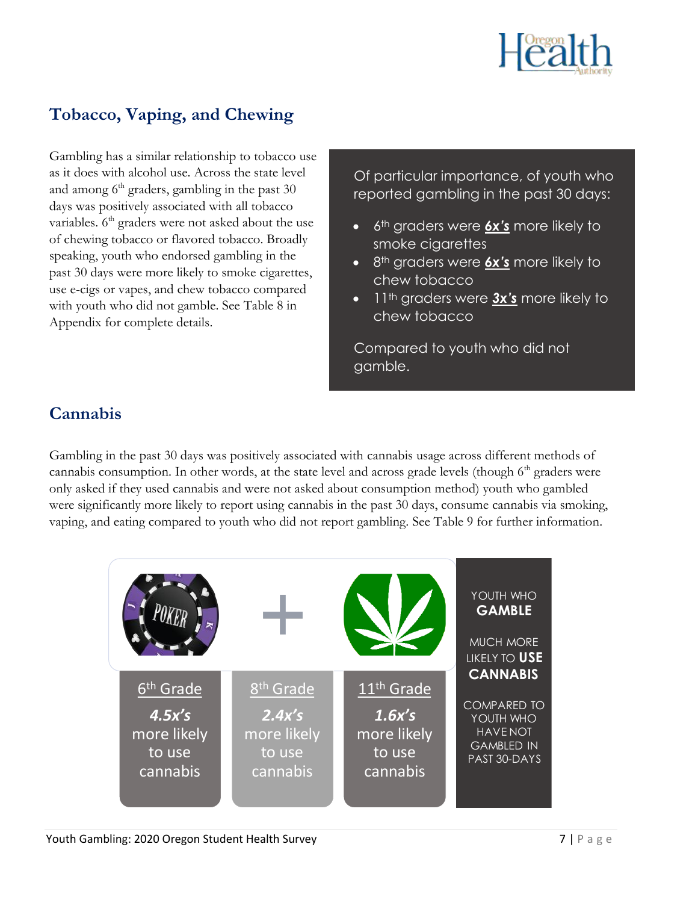## Tobacco, Vaping, and Chewing

Gambling has a similar relationship to tobacco use as it does with alcohol use. Across the state level and among 6th graders, gambling in the past 30 days was positively associated with all tobacco variables. 6th graders were not asked about the use of chewing tobacco or flavored tobacco. Broadly speaking, youth who endorsed gambling in the past 30 days were more likely to smoke cigarettes, use e-cigs or vapes, and chew tobacco compared with youth who did not gamble. See Table 8 in Appendix for complete details.

Of particular importance, of youth who reported gambling in the past 30 days:

- 6th graders were ***6x's*** more likely to smoke cigarettes
- 8th graders were ***6x's*** more likely to chew tobacco
- 11th graders were ***3x's*** more likely to chew tobacco

Compared to youth who did not gamble.

## Cannabis

Gambling in the past 30 days was positively associated with cannabis usage across different methods of cannabis consumption. In other words, at the state level and across grade levels (though 6th graders were only asked if they used cannabis and were not asked about consumption method) youth who gambled were significantly more likely to report using cannabis in the past 30 days, consume cannabis via smoking, vaping, and eating compared to youth who did not report gambling. See Table 9 for further information.

| 6th Grade | 8th Grade | 11th Grade |
| --- | --- | --- |
| ***4.5x's*** more likely to use cannabis | ***2.4x's*** more likely to use cannabis | ***1.6x's*** more likely to use cannabis |

YOUTH WHO **GAMBLE** MUCH MORE LIKELY TO **USE CANNABIS** COMPARED TO YOUTH WHO HAVE NOT GAMBLED IN PAST 30-DAYS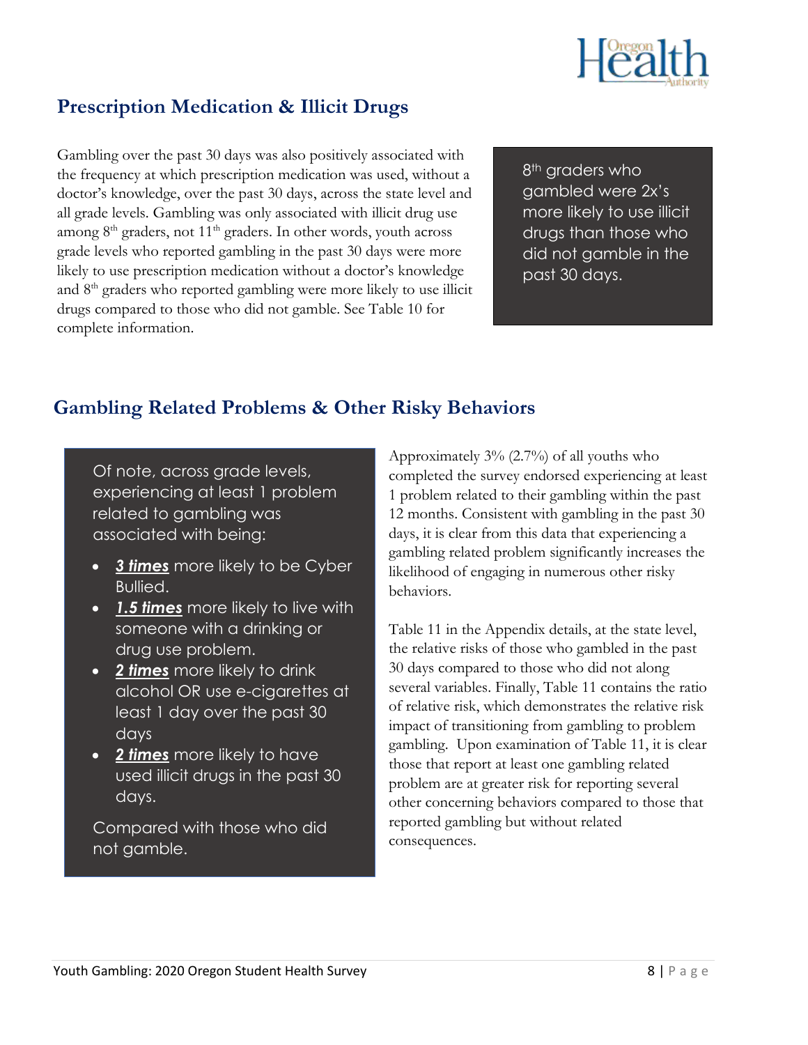## Prescription Medication & Illicit Drugs

Gambling over the past 30 days was also positively associated with the frequency at which prescription medication was used, without a doctor's knowledge, over the past 30 days, across the state level and all grade levels. Gambling was only associated with illicit drug use among 8th graders, not 11th graders. In other words, youth across grade levels who reported gambling in the past 30 days were more likely to use prescription medication without a doctor's knowledge and 8th graders who reported gambling were more likely to use illicit drugs compared to those who did not gamble. See Table 10 for complete information.

> 8th graders who gambled were 2x's more likely to use illicit drugs than those who did not gamble in the past 30 days.

## Gambling Related Problems & Other Risky Behaviors

> Of note, across grade levels, experiencing at least 1 problem related to gambling was associated with being:
>
> - ***3 times*** more likely to be Cyber Bullied.
> - ***1.5 times*** more likely to live with someone with a drinking or drug use problem.
> - ***2 times*** more likely to drink alcohol OR use e-cigarettes at least 1 day over the past 30 days
> - ***2 times*** more likely to have used illicit drugs in the past 30 days.
>
> Compared with those who did not gamble.

Approximately 3% (2.7%) of all youths who completed the survey endorsed experiencing at least 1 problem related to their gambling within the past 12 months. Consistent with gambling in the past 30 days, it is clear from this data that experiencing a gambling related problem significantly increases the likelihood of engaging in numerous other risky behaviors.

Table 11 in the Appendix details, at the state level, the relative risks of those who gambled in the past 30 days compared to those who did not along several variables. Finally, Table 11 contains the ratio of relative risk, which demonstrates the relative risk impact of transitioning from gambling to problem gambling. Upon examination of Table 11, it is clear those that report at least one gambling related problem are at greater risk for reporting several other concerning behaviors compared to those that reported gambling but without related consequences.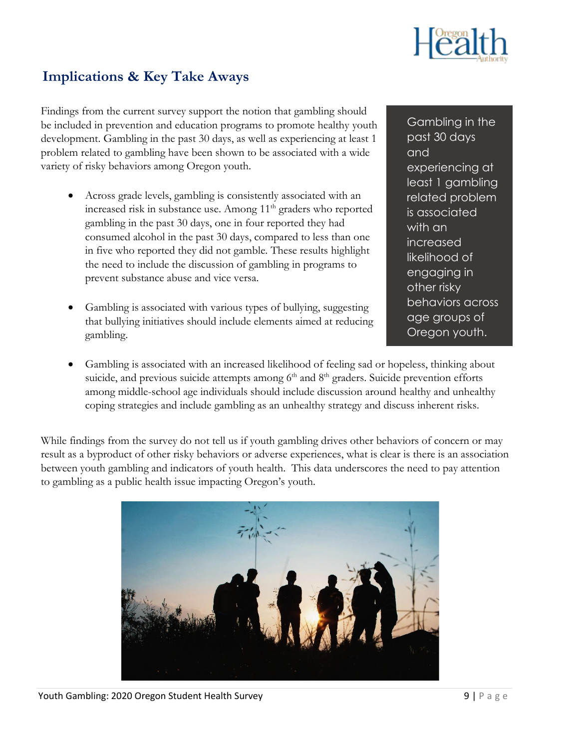## Implications & Key Take Aways

Findings from the current survey support the notion that gambling should be included in prevention and education programs to promote healthy youth development. Gambling in the past 30 days, as well as experiencing at least 1 problem related to gambling have been shown to be associated with a wide variety of risky behaviors among Oregon youth.

> Gambling in the past 30 days and experiencing at least 1 gambling related problem is associated with an increased likelihood of engaging in other risky behaviors across age groups of Oregon youth.

- Across grade levels, gambling is consistently associated with an increased risk in substance use. Among 11th graders who reported gambling in the past 30 days, one in four reported they had consumed alcohol in the past 30 days, compared to less than one in five who reported they did not gamble. These results highlight the need to include the discussion of gambling in programs to prevent substance abuse and vice versa.
- Gambling is associated with various types of bullying, suggesting that bullying initiatives should include elements aimed at reducing gambling.
- Gambling is associated with an increased likelihood of feeling sad or hopeless, thinking about suicide, and previous suicide attempts among 6th and 8th graders. Suicide prevention efforts among middle-school age individuals should include discussion around healthy and unhealthy coping strategies and include gambling as an unhealthy strategy and discuss inherent risks.

While findings from the survey do not tell us if youth gambling drives other behaviors of concern or may result as a byproduct of other risky behaviors or adverse experiences, what is clear is there is an association between youth gambling and indicators of youth health. This data underscores the need to pay attention to gambling as a public health issue impacting Oregon's youth.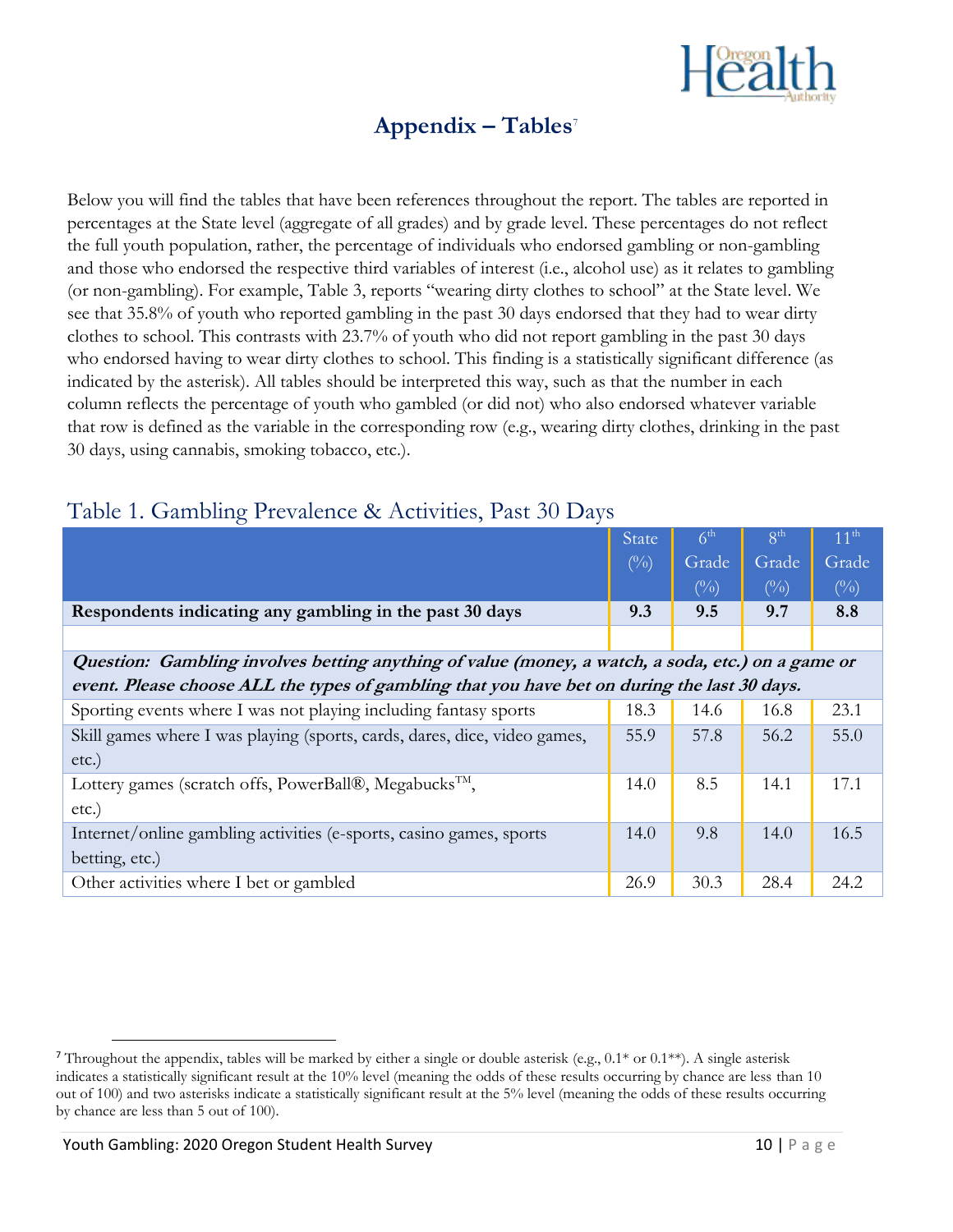## Appendix – Tables[7]

Below you will find the tables that have been references throughout the report. The tables are reported in percentages at the State level (aggregate of all grades) and by grade level. These percentages do not reflect the full youth population, rather, the percentage of individuals who endorsed gambling or non-gambling and those who endorsed the respective third variables of interest (i.e., alcohol use) as it relates to gambling (or non-gambling). For example, Table 3, reports "wearing dirty clothes to school" at the State level. We see that 35.8% of youth who reported gambling in the past 30 days endorsed that they had to wear dirty clothes to school. This contrasts with 23.7% of youth who did not report gambling in the past 30 days who endorsed having to wear dirty clothes to school. This finding is a statistically significant difference (as indicated by the asterisk). All tables should be interpreted this way, such as that the number in each column reflects the percentage of youth who gambled (or did not) who also endorsed whatever variable that row is defined as the variable in the corresponding row (e.g., wearing dirty clothes, drinking in the past 30 days, using cannabis, smoking tobacco, etc.).

### Table 1. Gambling Prevalence & Activities, Past 30 Days

| | State (%) | 6th Grade (%) | 8th Grade (%) | 11th Grade (%) |
|---|---|---|---|---|
| **Respondents indicating any gambling in the past 30 days** | **9.3** | **9.5** | **9.7** | **8.8** |
| | | | | |
| ***Question: Gambling involves betting anything of value (money, a watch, a soda, etc.) on a game or event. Please choose ALL the types of gambling that you have bet on during the last 30 days.*** | | | | |
| Sporting events where I was not playing including fantasy sports | 18.3 | 14.6 | 16.8 | 23.1 |
| Skill games where I was playing (sports, cards, dares, dice, video games, etc.) | 55.9 | 57.8 | 56.2 | 55.0 |
| Lottery games (scratch offs, PowerBall®, Megabucks™, etc.) | 14.0 | 8.5 | 14.1 | 17.1 |
| Internet/online gambling activities (e-sports, casino games, sports betting, etc.) | 14.0 | 9.8 | 14.0 | 16.5 |
| Other activities where I bet or gambled | 26.9 | 30.3 | 28.4 | 24.2 |

[7] Throughout the appendix, tables will be marked by either a single or double asterisk (e.g., 0.1* or 0.1**). A single asterisk indicates a statistically significant result at the 10% level (meaning the odds of these results occurring by chance are less than 10 out of 100) and two asterisks indicate a statistically significant result at the 5% level (meaning the odds of these results occurring by chance are less than 5 out of 100).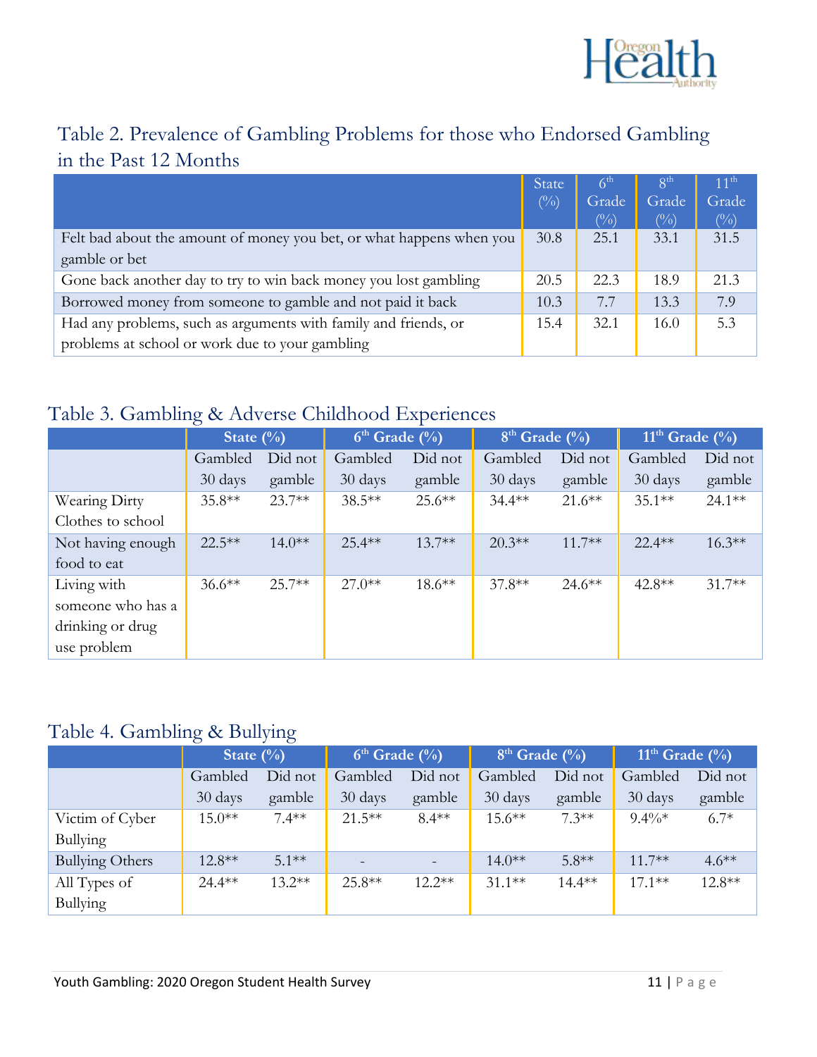## Table 2. Prevalence of Gambling Problems for those who Endorsed Gambling in the Past 12 Months

| | State (%) | 6th Grade (%) | 8th Grade (%) | 11th Grade (%) |
|---|---|---|---|---|
| Felt bad about the amount of money you bet, or what happens when you gamble or bet | 30.8 | 25.1 | 33.1 | 31.5 |
| Gone back another day to try to win back money you lost gambling | 20.5 | 22.3 | 18.9 | 21.3 |
| Borrowed money from someone to gamble and not paid it back | 10.3 | 7.7 | 13.3 | 7.9 |
| Had any problems, such as arguments with family and friends, or problems at school or work due to your gambling | 15.4 | 32.1 | 16.0 | 5.3 |

## Table 3. Gambling & Adverse Childhood Experiences

| | State (%) | | 6th Grade (%) | | 8th Grade (%) | | 11th Grade (%) | |
|---|---|---|---|---|---|---|---|---|
| | Gambled 30 days | Did not gamble | Gambled 30 days | Did not gamble | Gambled 30 days | Did not gamble | Gambled 30 days | Did not gamble |
| Wearing Dirty Clothes to school | 35.8** | 23.7** | 38.5** | 25.6** | 34.4** | 21.6** | 35.1** | 24.1** |
| Not having enough food to eat | 22.5** | 14.0** | 25.4** | 13.7** | 20.3** | 11.7** | 22.4** | 16.3** |
| Living with someone who has a drinking or drug use problem | 36.6** | 25.7** | 27.0** | 18.6** | 37.8** | 24.6** | 42.8** | 31.7** |

## Table 4. Gambling & Bullying

| | State (%) | | 6th Grade (%) | | 8th Grade (%) | | 11th Grade (%) | |
|---|---|---|---|---|---|---|---|---|
| | Gambled 30 days | Did not gamble | Gambled 30 days | Did not gamble | Gambled 30 days | Did not gamble | Gambled 30 days | Did not gamble |
| Victim of Cyber Bullying | 15.0** | 7.4** | 21.5** | 8.4** | 15.6** | 7.3** | 9.4%* | 6.7* |
| Bullying Others | 12.8** | 5.1** | - | - | 14.0** | 5.8** | 11.7** | 4.6** |
| All Types of Bullying | 24.4** | 13.2** | 25.8** | 12.2** | 31.1** | 14.4** | 17.1** | 12.8** |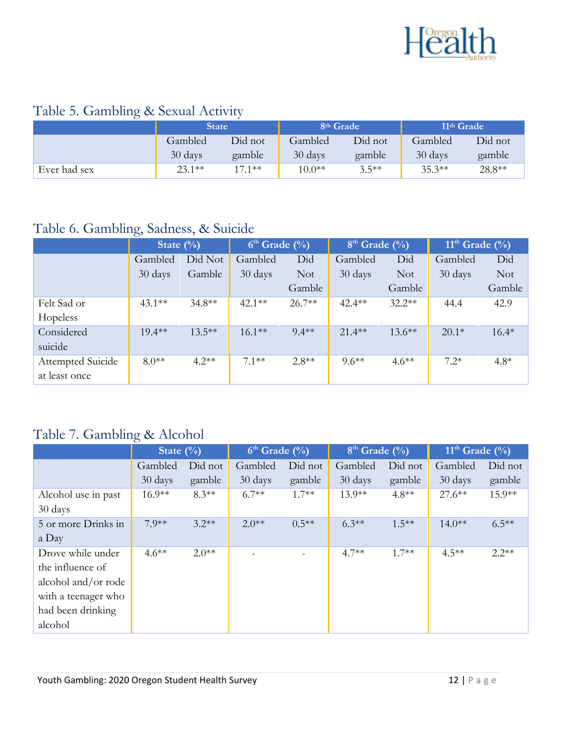## Table 5. Gambling & Sexual Activity

| | State | | 8th Grade | | 11th Grade | |
|---|---|---|---|---|---|---|
| | Gambled 30 days | Did not gamble | Gambled 30 days | Did not gamble | Gambled 30 days | Did not gamble |
| Ever had sex | 23.1** | 17.1** | 10.0** | 3.5** | 35.3** | 28.8** |

## Table 6. Gambling, Sadness, & Suicide

| | State (%) | | 6th Grade (%) | | 8th Grade (%) | | 11th Grade (%) | |
|---|---|---|---|---|---|---|---|---|
| | Gambled 30 days | Did Not Gamble | Gambled 30 days | Did Not Gamble | Gambled 30 days | Did Not Gamble | Gambled 30 days | Did Not Gamble |
| Felt Sad or Hopeless | 43.1** | 34.8** | 42.1** | 26.7** | 42.4** | 32.2** | 44.4 | 42.9 |
| Considered suicide | 19.4** | 13.5** | 16.1** | 9.4** | 21.4** | 13.6** | 20.1* | 16.4* |
| Attempted Suicide at least once | 8.0** | 4.2** | 7.1** | 2.8** | 9.6** | 4.6** | 7.2* | 4.8* |

## Table 7. Gambling & Alcohol

| | State (%) | | 6th Grade (%) | | 8th Grade (%) | | 11th Grade (%) | |
|---|---|---|---|---|---|---|---|---|
| | Gambled 30 days | Did not gamble | Gambled 30 days | Did not gamble | Gambled 30 days | Did not gamble | Gambled 30 days | Did not gamble |
| Alcohol use in past 30 days | 16.9** | 8.3** | 6.7** | 1.7** | 13.9** | 4.8** | 27.6** | 15.9** |
| 5 or more Drinks in a Day | 7.9** | 3.2** | 2.0** | 0.5** | 6.3** | 1.5** | 14.0** | 6.5** |
| Drove while under the influence of alcohol and/or rode with a teenager who had been drinking alcohol | 4.6** | 2.0** | - | - | 4.7** | 1.7** | 4.5** | 2.2** |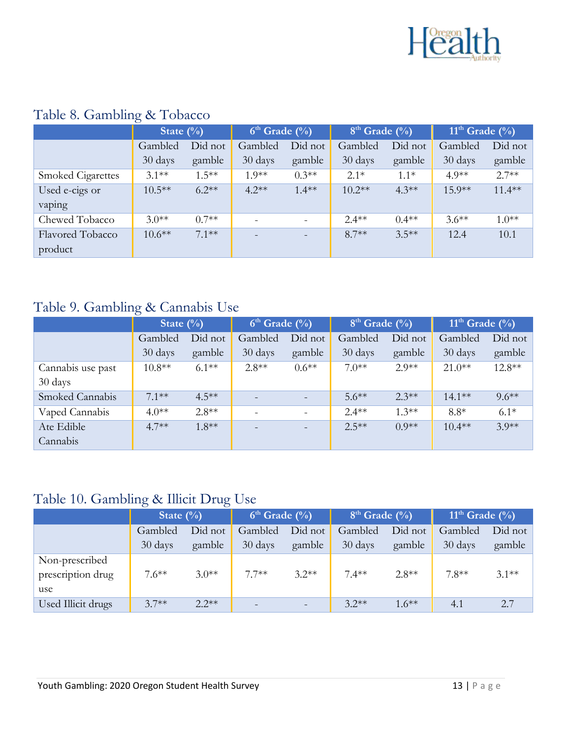## Table 8. Gambling & Tobacco

| | State (%) | | 6th Grade (%) | | 8th Grade (%) | | 11th Grade (%) | |
|---|---|---|---|---|---|---|---|---|
| | Gambled 30 days | Did not gamble | Gambled 30 days | Did not gamble | Gambled 30 days | Did not gamble | Gambled 30 days | Did not gamble |
| Smoked Cigarettes | 3.1** | 1.5** | 1.9** | 0.3** | 2.1* | 1.1* | 4.9** | 2.7** |
| Used e-cigs or vaping | 10.5** | 6.2** | 4.2** | 1.4** | 10.2** | 4.3** | 15.9** | 11.4** |
| Chewed Tobacco | 3.0** | 0.7** | - | - | 2.4** | 0.4** | 3.6** | 1.0** |
| Flavored Tobacco product | 10.6** | 7.1** | - | - | 8.7** | 3.5** | 12.4 | 10.1 |

## Table 9. Gambling & Cannabis Use

| | State (%) | | 6th Grade (%) | | 8th Grade (%) | | 11th Grade (%) | |
|---|---|---|---|---|---|---|---|---|
| | Gambled 30 days | Did not gamble | Gambled 30 days | Did not gamble | Gambled 30 days | Did not gamble | Gambled 30 days | Did not gamble |
| Cannabis use past 30 days | 10.8** | 6.1** | 2.8** | 0.6** | 7.0** | 2.9** | 21.0** | 12.8** |
| Smoked Cannabis | 7.1** | 4.5** | - | - | 5.6** | 2.3** | 14.1** | 9.6** |
| Vaped Cannabis | 4.0** | 2.8** | - | - | 2.4** | 1.3** | 8.8* | 6.1* |
| Ate Edible Cannabis | 4.7** | 1.8** | - | - | 2.5** | 0.9** | 10.4** | 3.9** |

## Table 10. Gambling & Illicit Drug Use

| | State (%) | | 6th Grade (%) | | 8th Grade (%) | | 11th Grade (%) | |
|---|---|---|---|---|---|---|---|---|
| | Gambled 30 days | Did not gamble | Gambled 30 days | Did not gamble | Gambled 30 days | Did not gamble | Gambled 30 days | Did not gamble |
| Non-prescribed prescription drug use | 7.6** | 3.0** | 7.7** | 3.2** | 7.4** | 2.8** | 7.8** | 3.1** |
| Used Illicit drugs | 3.7** | 2.2** | - | - | 3.2** | 1.6** | 4.1 | 2.7 |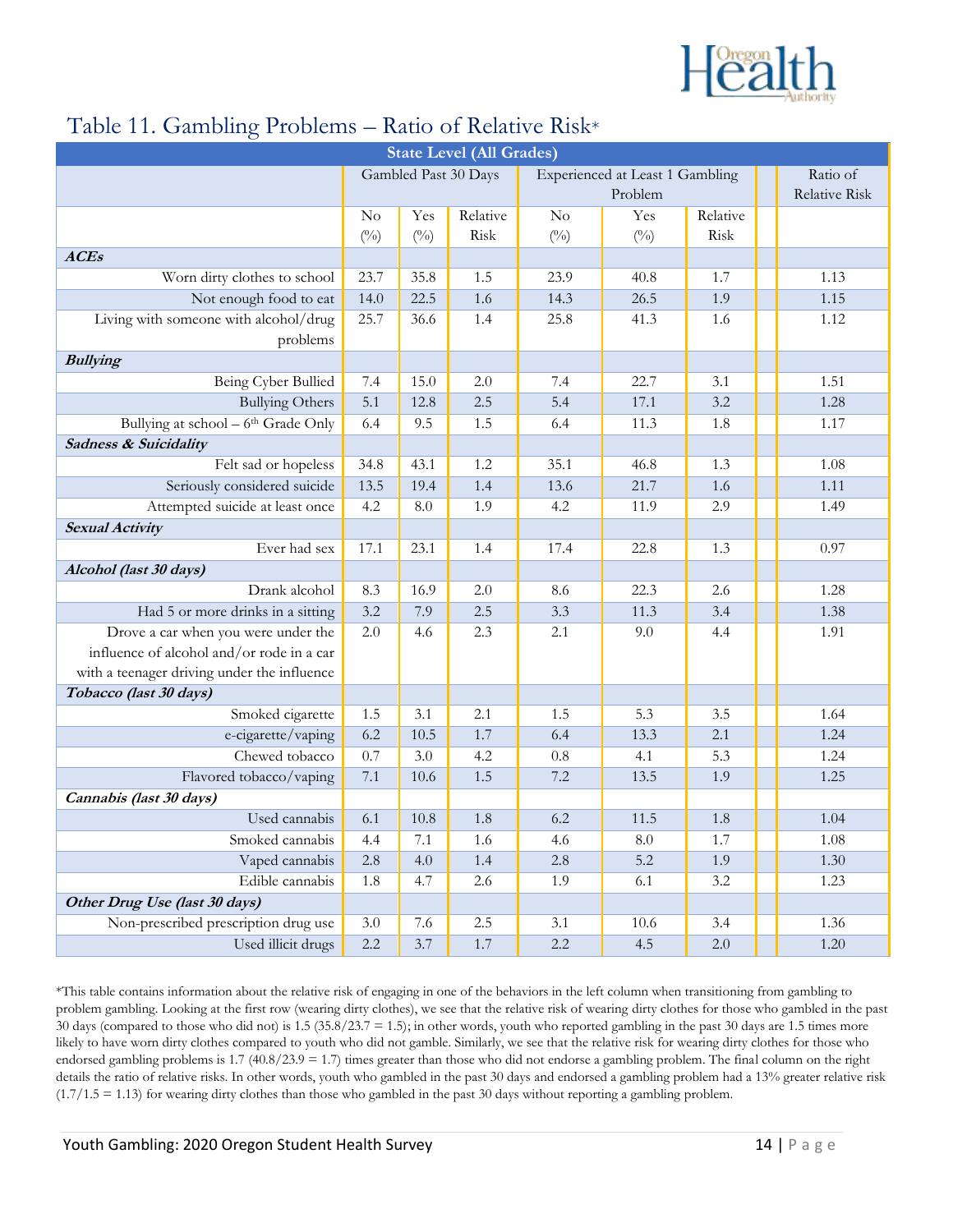## Table 11. Gambling Problems – Ratio of Relative Risk*

| State Level (All Grades) | | | | | | | | |
|---|---|---|---|---|---|---|---|---|
| | Gambled Past 30 Days | | | Experienced at Least 1 Gambling Problem | | | | Ratio of Relative Risk |
| | No (%) | Yes (%) | Relative Risk | No (%) | Yes (%) | Relative Risk | | |
| ***ACEs*** | | | | | | | | |
| Worn dirty clothes to school | 23.7 | 35.8 | 1.5 | 23.9 | 40.8 | 1.7 | | 1.13 |
| Not enough food to eat | 14.0 | 22.5 | 1.6 | 14.3 | 26.5 | 1.9 | | 1.15 |
| Living with someone with alcohol/drug problems | 25.7 | 36.6 | 1.4 | 25.8 | 41.3 | 1.6 | | 1.12 |
| ***Bullying*** | | | | | | | | |
| Being Cyber Bullied | 7.4 | 15.0 | 2.0 | 7.4 | 22.7 | 3.1 | | 1.51 |
| Bullying Others | 5.1 | 12.8 | 2.5 | 5.4 | 17.1 | 3.2 | | 1.28 |
| Bullying at school – 6th Grade Only | 6.4 | 9.5 | 1.5 | 6.4 | 11.3 | 1.8 | | 1.17 |
| ***Sadness & Suicidality*** | | | | | | | | |
| Felt sad or hopeless | 34.8 | 43.1 | 1.2 | 35.1 | 46.8 | 1.3 | | 1.08 |
| Seriously considered suicide | 13.5 | 19.4 | 1.4 | 13.6 | 21.7 | 1.6 | | 1.11 |
| Attempted suicide at least once | 4.2 | 8.0 | 1.9 | 4.2 | 11.9 | 2.9 | | 1.49 |
| ***Sexual Activity*** | | | | | | | | |
| Ever had sex | 17.1 | 23.1 | 1.4 | 17.4 | 22.8 | 1.3 | | 0.97 |
| ***Alcohol (last 30 days)*** | | | | | | | | |
| Drank alcohol | 8.3 | 16.9 | 2.0 | 8.6 | 22.3 | 2.6 | | 1.28 |
| Had 5 or more drinks in a sitting | 3.2 | 7.9 | 2.5 | 3.3 | 11.3 | 3.4 | | 1.38 |
| Drove a car when you were under the influence of alcohol and/or rode in a car with a teenager driving under the influence | 2.0 | 4.6 | 2.3 | 2.1 | 9.0 | 4.4 | | 1.91 |
| ***Tobacco (last 30 days)*** | | | | | | | | |
| Smoked cigarette | 1.5 | 3.1 | 2.1 | 1.5 | 5.3 | 3.5 | | 1.64 |
| e-cigarette/vaping | 6.2 | 10.5 | 1.7 | 6.4 | 13.3 | 2.1 | | 1.24 |
| Chewed tobacco | 0.7 | 3.0 | 4.2 | 0.8 | 4.1 | 5.3 | | 1.24 |
| Flavored tobacco/vaping | 7.1 | 10.6 | 1.5 | 7.2 | 13.5 | 1.9 | | 1.25 |
| ***Cannabis (last 30 days)*** | | | | | | | | |
| Used cannabis | 6.1 | 10.8 | 1.8 | 6.2 | 11.5 | 1.8 | | 1.04 |
| Smoked cannabis | 4.4 | 7.1 | 1.6 | 4.6 | 8.0 | 1.7 | | 1.08 |
| Vaped cannabis | 2.8 | 4.0 | 1.4 | 2.8 | 5.2 | 1.9 | | 1.30 |
| Edible cannabis | 1.8 | 4.7 | 2.6 | 1.9 | 6.1 | 3.2 | | 1.23 |
| ***Other Drug Use (last 30 days)*** | | | | | | | | |
| Non-prescribed prescription drug use | 3.0 | 7.6 | 2.5 | 3.1 | 10.6 | 3.4 | | 1.36 |
| Used illicit drugs | 2.2 | 3.7 | 1.7 | 2.2 | 4.5 | 2.0 | | 1.20 |

*This table contains information about the relative risk of engaging in one of the behaviors in the left column when transitioning from gambling to problem gambling. Looking at the first row (wearing dirty clothes), we see that the relative risk of wearing dirty clothes for those who gambled in the past 30 days (compared to those who did not) is 1.5 (35.8/23.7 = 1.5); in other words, youth who reported gambling in the past 30 days are 1.5 times more likely to have worn dirty clothes compared to youth who did not gamble. Similarly, we see that the relative risk for wearing dirty clothes for those who endorsed gambling problems is 1.7 (40.8/23.9 = 1.7) times greater than those who did not endorse a gambling problem. The final column on the right details the ratio of relative risks. In other words, youth who gambled in the past 30 days and endorsed a gambling problem had a 13% greater relative risk (1.7/1.5 = 1.13) for wearing dirty clothes than those who gambled in the past 30 days without reporting a gambling problem.